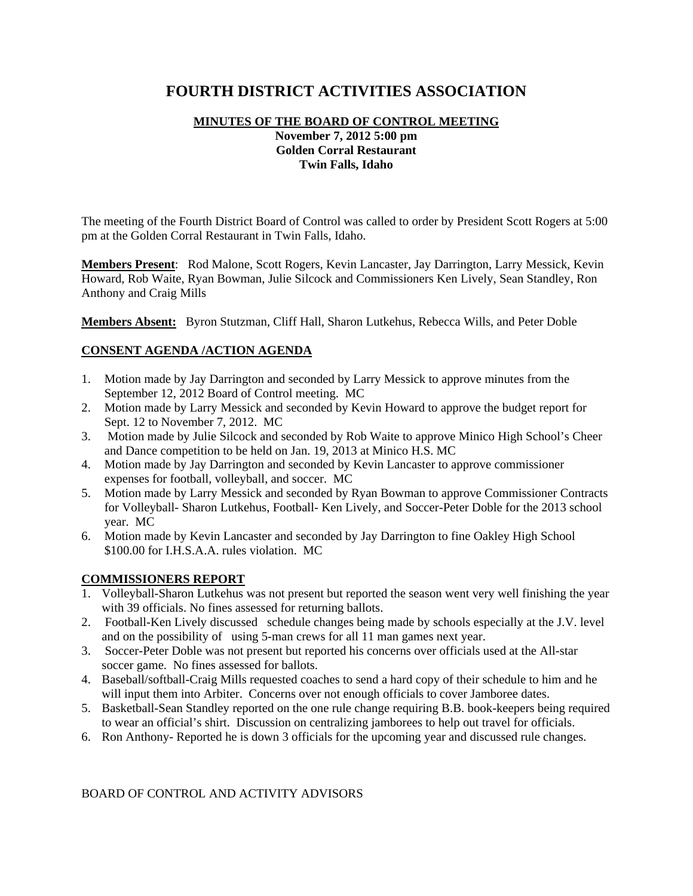# FOURTH DISTRICT ACTIVITIES ASSOCIATION

**MINUTES OF THE BOARD OF CONTROL MEETING**
**November 7, 2012 5:00 pm**
**Golden Corral Restaurant**
**Twin Falls, Idaho**

The meeting of the Fourth District Board of Control was called to order by President Scott Rogers at 5:00 pm at the Golden Corral Restaurant in Twin Falls, Idaho.

**Members Present**: Rod Malone, Scott Rogers, Kevin Lancaster, Jay Darrington, Larry Messick, Kevin Howard, Rob Waite, Ryan Bowman, Julie Silcock and Commissioners Ken Lively, Sean Standley, Ron Anthony and Craig Mills

**Members Absent:** Byron Stutzman, Cliff Hall, Sharon Lutkehus, Rebecca Wills, and Peter Doble

## CONSENT AGENDA /ACTION AGENDA

1. Motion made by Jay Darrington and seconded by Larry Messick to approve minutes from the September 12, 2012 Board of Control meeting. MC
2. Motion made by Larry Messick and seconded by Kevin Howard to approve the budget report for Sept. 12 to November 7, 2012. MC
3. Motion made by Julie Silcock and seconded by Rob Waite to approve Minico High School's Cheer and Dance competition to be held on Jan. 19, 2013 at Minico H.S. MC
4. Motion made by Jay Darrington and seconded by Kevin Lancaster to approve commissioner expenses for football, volleyball, and soccer. MC
5. Motion made by Larry Messick and seconded by Ryan Bowman to approve Commissioner Contracts for Volleyball- Sharon Lutkehus, Football- Ken Lively, and Soccer-Peter Doble for the 2013 school year. MC
6. Motion made by Kevin Lancaster and seconded by Jay Darrington to fine Oakley High School $100.00 for I.H.S.A.A. rules violation. MC

## COMMISSIONERS REPORT

1. Volleyball-Sharon Lutkehus was not present but reported the season went very well finishing the year with 39 officials. No fines assessed for returning ballots.
2. Football-Ken Lively discussed schedule changes being made by schools especially at the J.V. level and on the possibility of using 5-man crews for all 11 man games next year.
3. Soccer-Peter Doble was not present but reported his concerns over officials used at the All-star soccer game. No fines assessed for ballots.
4. Baseball/softball-Craig Mills requested coaches to send a hard copy of their schedule to him and he will input them into Arbiter. Concerns over not enough officials to cover Jamboree dates.
5. Basketball-Sean Standley reported on the one rule change requiring B.B. book-keepers being required to wear an official's shirt. Discussion on centralizing jamborees to help out travel for officials.
6. Ron Anthony- Reported he is down 3 officials for the upcoming year and discussed rule changes.

BOARD OF CONTROL AND ACTIVITY ADVISORS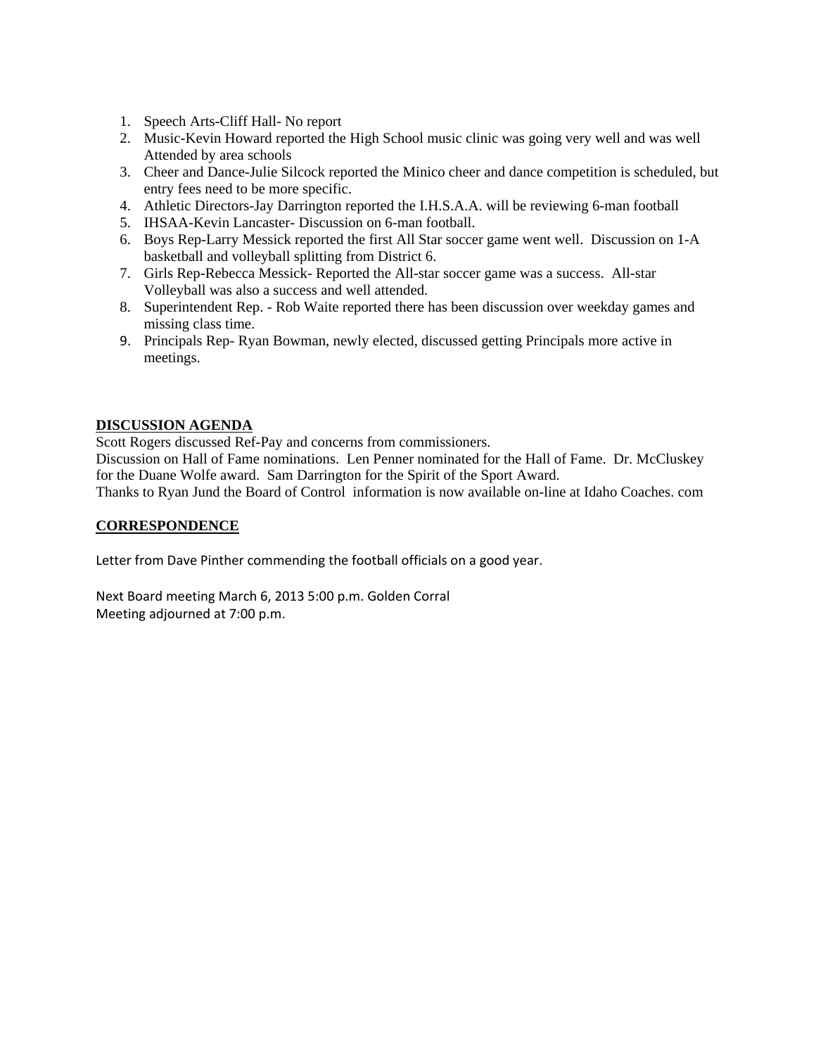1. Speech Arts-Cliff Hall- No report
2. Music-Kevin Howard reported the High School music clinic was going very well and was well Attended by area schools
3. Cheer and Dance-Julie Silcock reported the Minico cheer and dance competition is scheduled, but entry fees need to be more specific.
4. Athletic Directors-Jay Darrington reported the I.H.S.A.A. will be reviewing 6-man football
5. IHSAA-Kevin Lancaster- Discussion on 6-man football.
6. Boys Rep-Larry Messick reported the first All Star soccer game went well. Discussion on 1-A basketball and volleyball splitting from District 6.
7. Girls Rep-Rebecca Messick- Reported the All-star soccer game was a success. All-star Volleyball was also a success and well attended.
8. Superintendent Rep. - Rob Waite reported there has been discussion over weekday games and missing class time.
9. Principals Rep- Ryan Bowman, newly elected, discussed getting Principals more active in meetings.

**DISCUSSION AGENDA**

Scott Rogers discussed Ref-Pay and concerns from commissioners.
Discussion on Hall of Fame nominations. Len Penner nominated for the Hall of Fame. Dr. McCluskey for the Duane Wolfe award. Sam Darrington for the Spirit of the Sport Award.
Thanks to Ryan Jund the Board of Control information is now available on-line at Idaho Coaches. com

**CORRESPONDENCE**

Letter from Dave Pinther commending the football officials on a good year.

Next Board meeting March 6, 2013 5:00 p.m. Golden Corral
Meeting adjourned at 7:00 p.m.